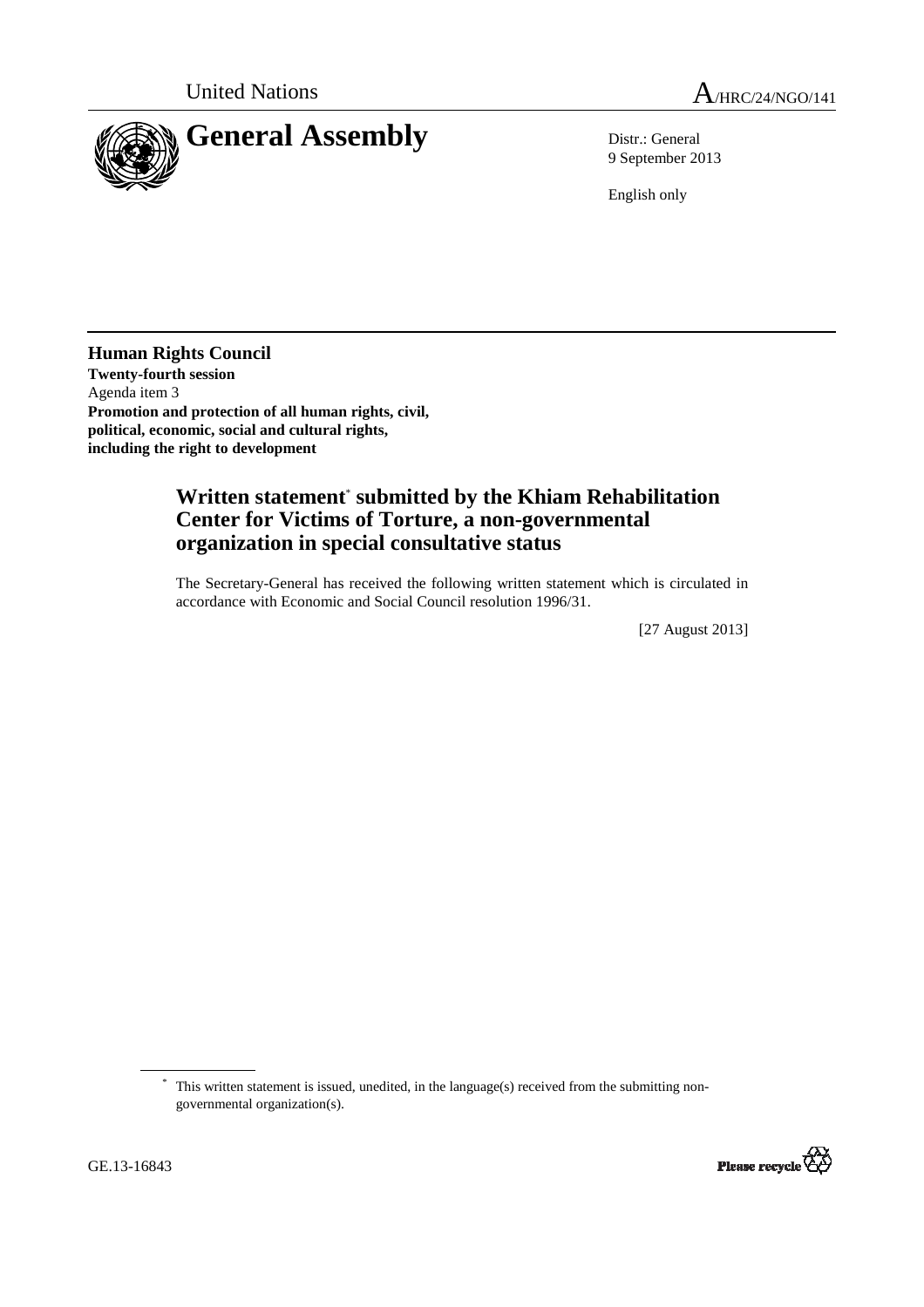United Nations A/HRC/24/NGO/141

# General Assembly

Distr.: General
9 September 2013

English only

**Human Rights Council**
**Twenty-fourth session**
Agenda item 3
**Promotion and protection of all human rights, civil, political, economic, social and cultural rights, including the right to development**

## Written statement* submitted by the Khiam Rehabilitation Center for Victims of Torture, a non-governmental organization in special consultative status

The Secretary-General has received the following written statement which is circulated in accordance with Economic and Social Council resolution 1996/31.

[27 August 2013]

* This written statement is issued, unedited, in the language(s) received from the submitting non-governmental organization(s).

GE.13-16843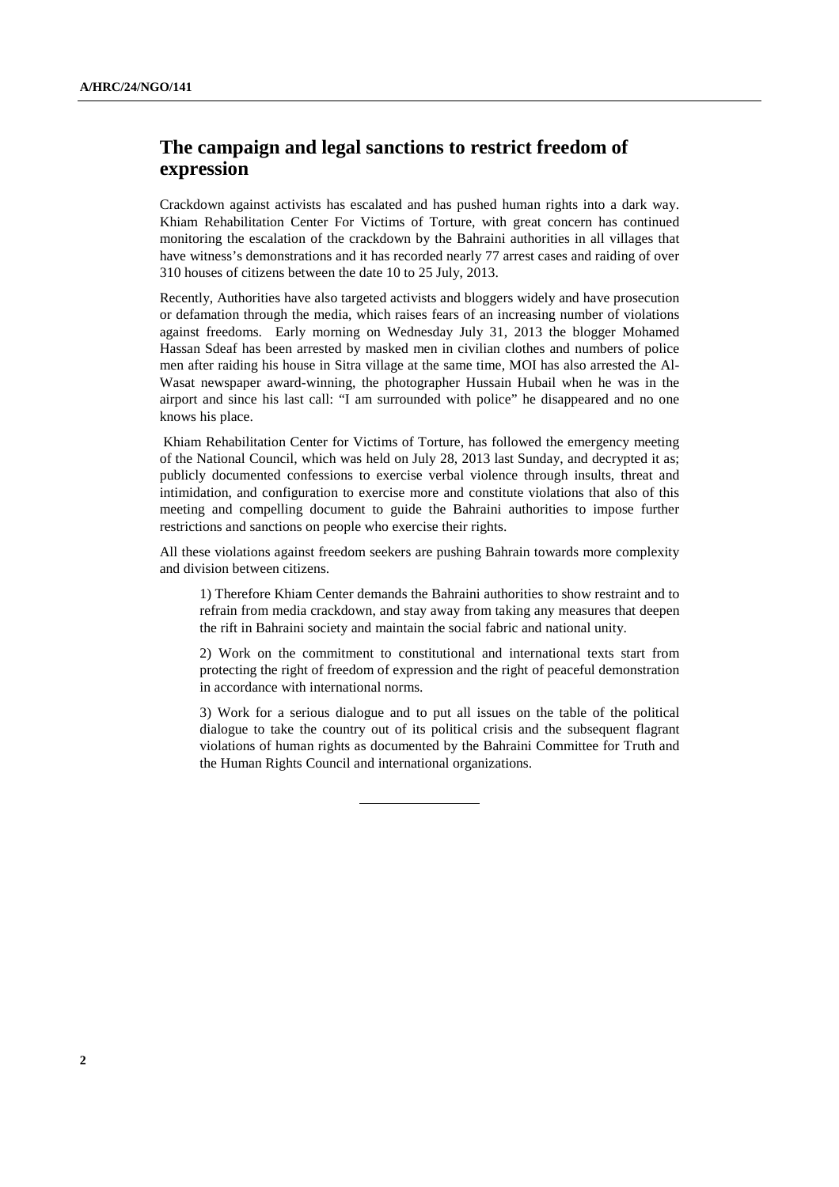## The campaign and legal sanctions to restrict freedom of expression

Crackdown against activists has escalated and has pushed human rights into a dark way. Khiam Rehabilitation Center For Victims of Torture, with great concern has continued monitoring the escalation of the crackdown by the Bahraini authorities in all villages that have witness's demonstrations and it has recorded nearly 77 arrest cases and raiding of over 310 houses of citizens between the date 10 to 25 July, 2013.

Recently, Authorities have also targeted activists and bloggers widely and have prosecution or defamation through the media, which raises fears of an increasing number of violations against freedoms. Early morning on Wednesday July 31, 2013 the blogger Mohamed Hassan Sdeaf has been arrested by masked men in civilian clothes and numbers of police men after raiding his house in Sitra village at the same time, MOI has also arrested the Al-Wasat newspaper award-winning, the photographer Hussain Hubail when he was in the airport and since his last call: "I am surrounded with police" he disappeared and no one knows his place.

Khiam Rehabilitation Center for Victims of Torture, has followed the emergency meeting of the National Council, which was held on July 28, 2013 last Sunday, and decrypted it as; publicly documented confessions to exercise verbal violence through insults, threat and intimidation, and configuration to exercise more and constitute violations that also of this meeting and compelling document to guide the Bahraini authorities to impose further restrictions and sanctions on people who exercise their rights.

All these violations against freedom seekers are pushing Bahrain towards more complexity and division between citizens.

1) Therefore Khiam Center demands the Bahraini authorities to show restraint and to refrain from media crackdown, and stay away from taking any measures that deepen the rift in Bahraini society and maintain the social fabric and national unity.

2) Work on the commitment to constitutional and international texts start from protecting the right of freedom of expression and the right of peaceful demonstration in accordance with international norms.

3) Work for a serious dialogue and to put all issues on the table of the political dialogue to take the country out of its political crisis and the subsequent flagrant violations of human rights as documented by the Bahraini Committee for Truth and the Human Rights Council and international organizations.